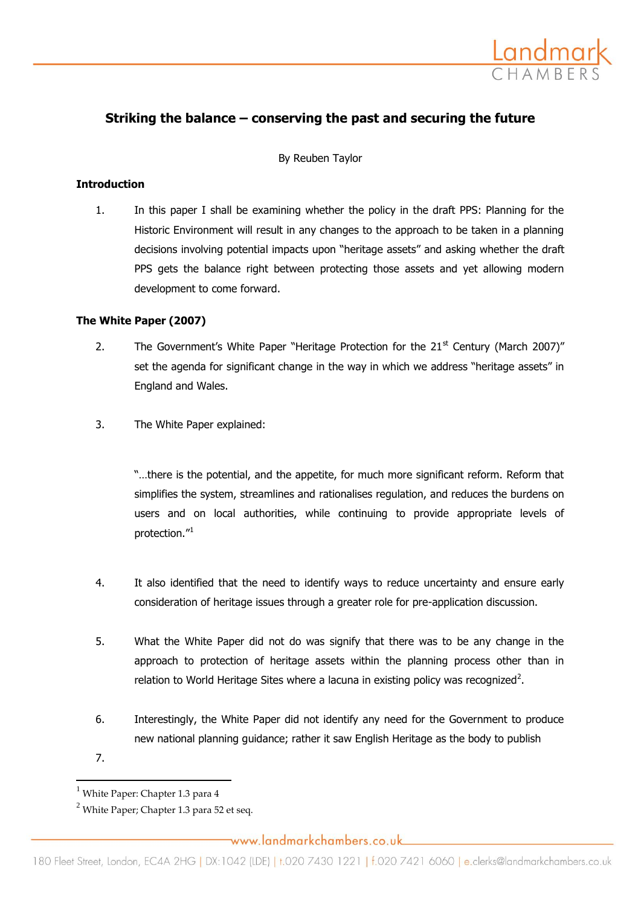# Striking the balance – conserving the past and securing the future

By Reuben Taylor

## Introduction

1. In this paper I shall be examining whether the policy in the draft PPS: Planning for the Historic Environment will result in any changes to the approach to be taken in a planning decisions involving potential impacts upon "heritage assets" and asking whether the draft PPS gets the balance right between protecting those assets and yet allowing modern development to come forward.

## The White Paper (2007)

2. The Government's White Paper "Heritage Protection for the 21st Century (March 2007)" set the agenda for significant change in the way in which we address "heritage assets" in England and Wales.

3. The White Paper explained:

   "…there is the potential, and the appetite, for much more significant reform. Reform that simplifies the system, streamlines and rationalises regulation, and reduces the burdens on users and on local authorities, while continuing to provide appropriate levels of protection."[1]

4. It also identified that the need to identify ways to reduce uncertainty and ensure early consideration of heritage issues through a greater role for pre-application discussion.

5. What the White Paper did not do was signify that there was to be any change in the approach to protection of heritage assets within the planning process other than in relation to World Heritage Sites where a lacuna in existing policy was recognized[2].

6. Interestingly, the White Paper did not identify any need for the Government to produce new national planning guidance; rather it saw English Heritage as the body to publish

7.

[1] White Paper: Chapter 1.3 para 4

[2] White Paper; Chapter 1.3 para 52 et seq.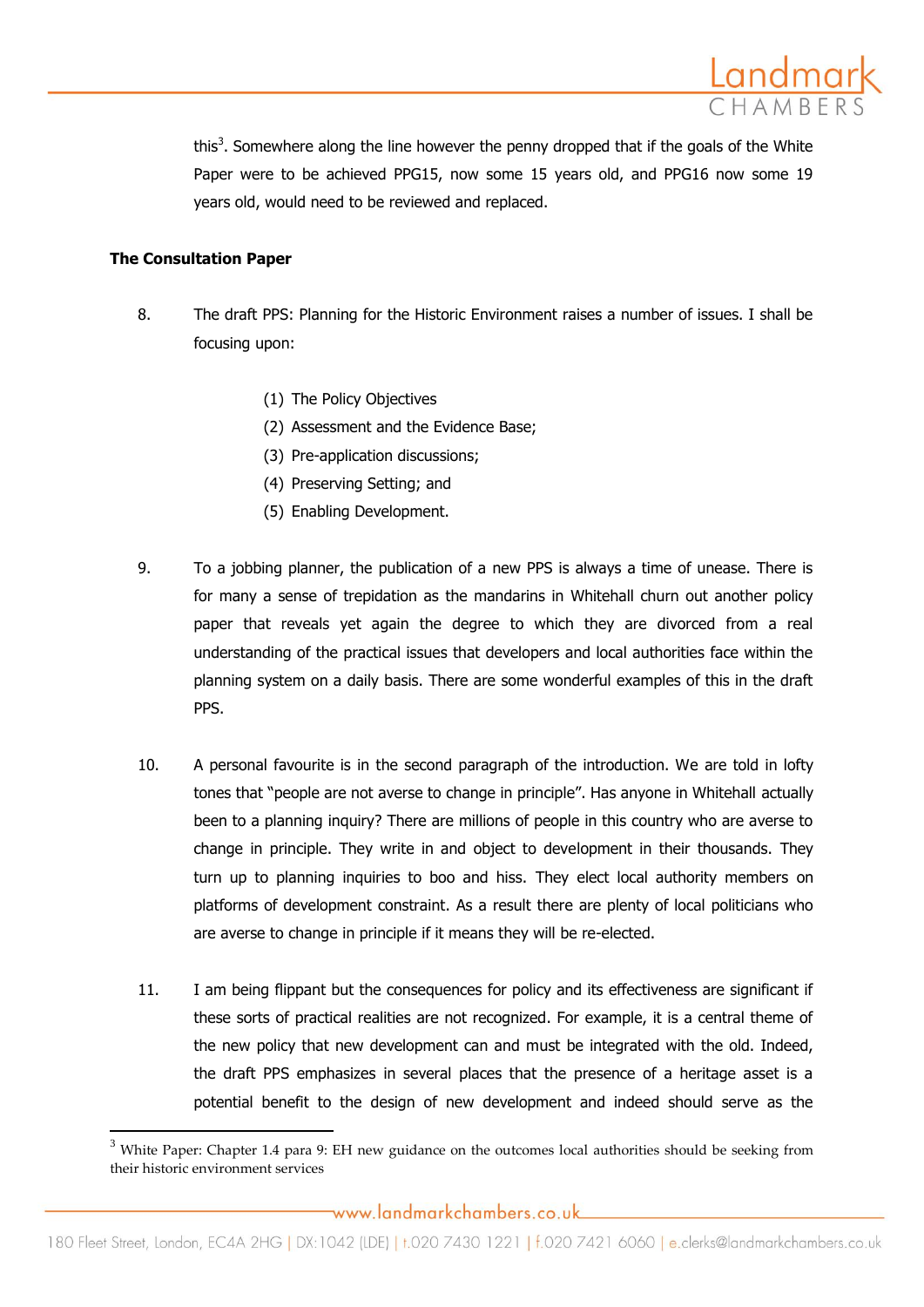this[3]. Somewhere along the line however the penny dropped that if the goals of the White Paper were to be achieved PPG15, now some 15 years old, and PPG16 now some 19 years old, would need to be reviewed and replaced.

**The Consultation Paper**

8. The draft PPS: Planning for the Historic Environment raises a number of issues. I shall be focusing upon:

   (1) The Policy Objectives
   (2) Assessment and the Evidence Base;
   (3) Pre-application discussions;
   (4) Preserving Setting; and
   (5) Enabling Development.

9. To a jobbing planner, the publication of a new PPS is always a time of unease. There is for many a sense of trepidation as the mandarins in Whitehall churn out another policy paper that reveals yet again the degree to which they are divorced from a real understanding of the practical issues that developers and local authorities face within the planning system on a daily basis. There are some wonderful examples of this in the draft PPS.

10. A personal favourite is in the second paragraph of the introduction. We are told in lofty tones that "people are not averse to change in principle". Has anyone in Whitehall actually been to a planning inquiry? There are millions of people in this country who are averse to change in principle. They write in and object to development in their thousands. They turn up to planning inquiries to boo and hiss. They elect local authority members on platforms of development constraint. As a result there are plenty of local politicians who are averse to change in principle if it means they will be re-elected.

11. I am being flippant but the consequences for policy and its effectiveness are significant if these sorts of practical realities are not recognized. For example, it is a central theme of the new policy that new development can and must be integrated with the old. Indeed, the draft PPS emphasizes in several places that the presence of a heritage asset is a potential benefit to the design of new development and indeed should serve as the

[3] White Paper: Chapter 1.4 para 9: EH new guidance on the outcomes local authorities should be seeking from their historic environment services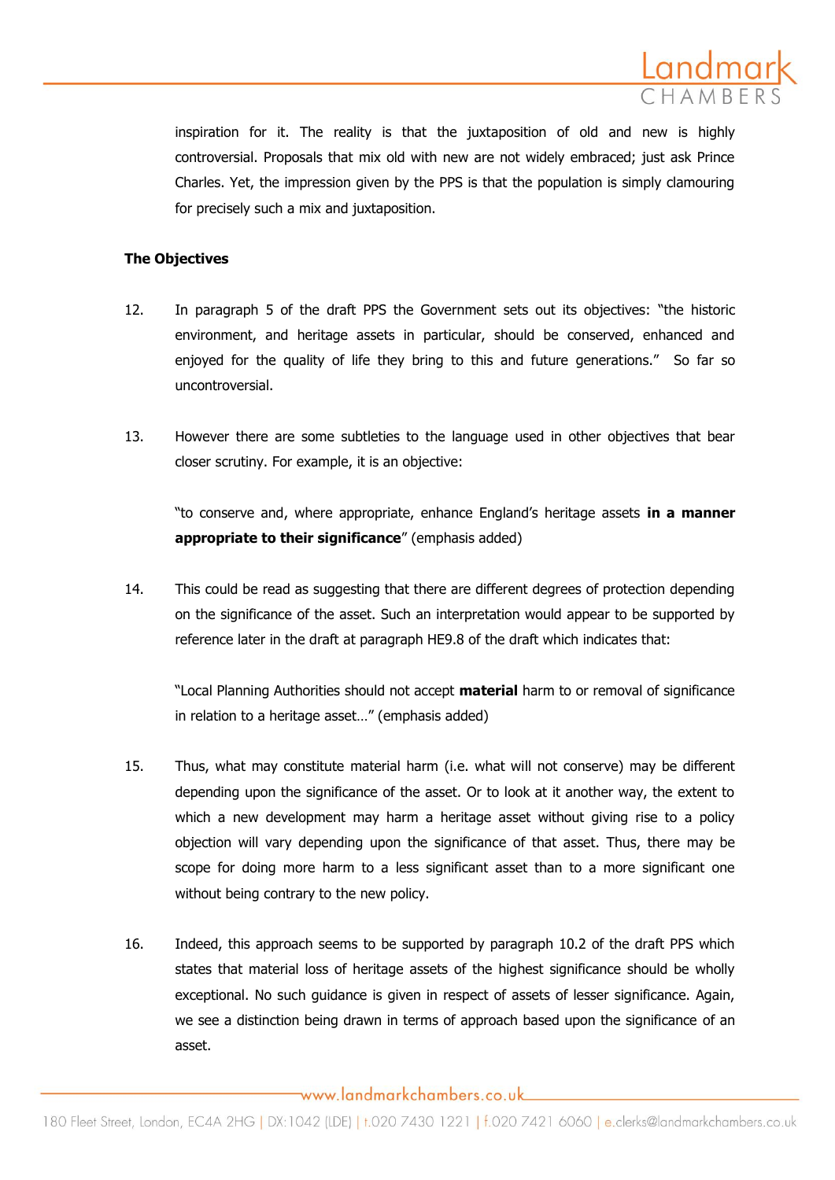inspiration for it. The reality is that the juxtaposition of old and new is highly controversial. Proposals that mix old with new are not widely embraced; just ask Prince Charles. Yet, the impression given by the PPS is that the population is simply clamouring for precisely such a mix and juxtaposition.

**The Objectives**

12. In paragraph 5 of the draft PPS the Government sets out its objectives: "the historic environment, and heritage assets in particular, should be conserved, enhanced and enjoyed for the quality of life they bring to this and future generations." So far so uncontroversial.

13. However there are some subtleties to the language used in other objectives that bear closer scrutiny. For example, it is an objective:

"to conserve and, where appropriate, enhance England's heritage assets **in a manner appropriate to their significance**" (emphasis added)

14. This could be read as suggesting that there are different degrees of protection depending on the significance of the asset. Such an interpretation would appear to be supported by reference later in the draft at paragraph HE9.8 of the draft which indicates that:

"Local Planning Authorities should not accept **material** harm to or removal of significance in relation to a heritage asset…" (emphasis added)

15. Thus, what may constitute material harm (i.e. what will not conserve) may be different depending upon the significance of the asset. Or to look at it another way, the extent to which a new development may harm a heritage asset without giving rise to a policy objection will vary depending upon the significance of that asset. Thus, there may be scope for doing more harm to a less significant asset than to a more significant one without being contrary to the new policy.

16. Indeed, this approach seems to be supported by paragraph 10.2 of the draft PPS which states that material loss of heritage assets of the highest significance should be wholly exceptional. No such guidance is given in respect of assets of lesser significance. Again, we see a distinction being drawn in terms of approach based upon the significance of an asset.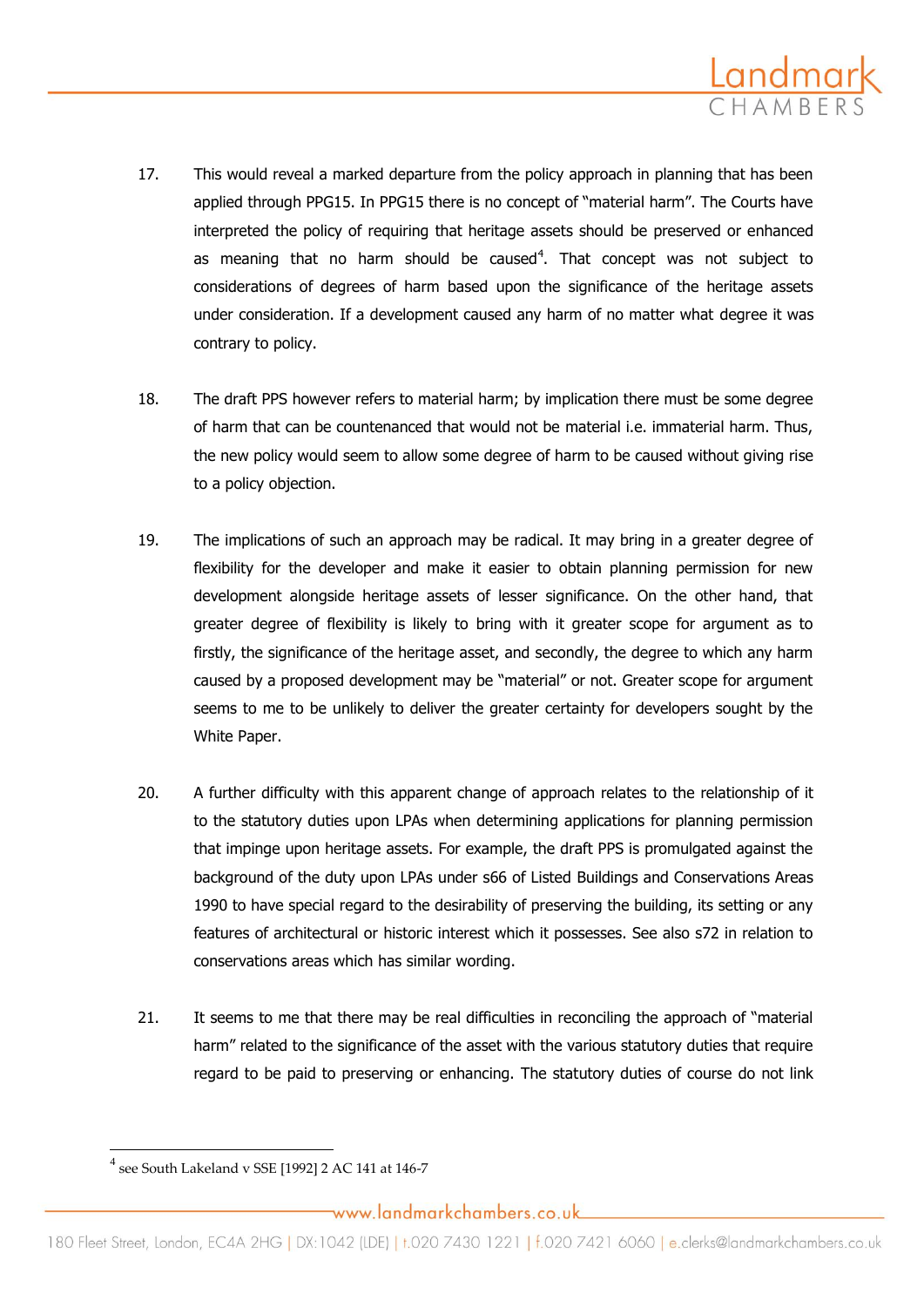17. This would reveal a marked departure from the policy approach in planning that has been applied through PPG15. In PPG15 there is no concept of "material harm". The Courts have interpreted the policy of requiring that heritage assets should be preserved or enhanced as meaning that no harm should be caused[4]. That concept was not subject to considerations of degrees of harm based upon the significance of the heritage assets under consideration. If a development caused any harm of no matter what degree it was contrary to policy.

18. The draft PPS however refers to material harm; by implication there must be some degree of harm that can be countenanced that would not be material i.e. immaterial harm. Thus, the new policy would seem to allow some degree of harm to be caused without giving rise to a policy objection.

19. The implications of such an approach may be radical. It may bring in a greater degree of flexibility for the developer and make it easier to obtain planning permission for new development alongside heritage assets of lesser significance. On the other hand, that greater degree of flexibility is likely to bring with it greater scope for argument as to firstly, the significance of the heritage asset, and secondly, the degree to which any harm caused by a proposed development may be "material" or not. Greater scope for argument seems to me to be unlikely to deliver the greater certainty for developers sought by the White Paper.

20. A further difficulty with this apparent change of approach relates to the relationship of it to the statutory duties upon LPAs when determining applications for planning permission that impinge upon heritage assets. For example, the draft PPS is promulgated against the background of the duty upon LPAs under s66 of Listed Buildings and Conservations Areas 1990 to have special regard to the desirability of preserving the building, its setting or any features of architectural or historic interest which it possesses. See also s72 in relation to conservations areas which has similar wording.

21. It seems to me that there may be real difficulties in reconciling the approach of "material harm" related to the significance of the asset with the various statutory duties that require regard to be paid to preserving or enhancing. The statutory duties of course do not link

---

[4] see South Lakeland v SSE [1992] 2 AC 141 at 146-7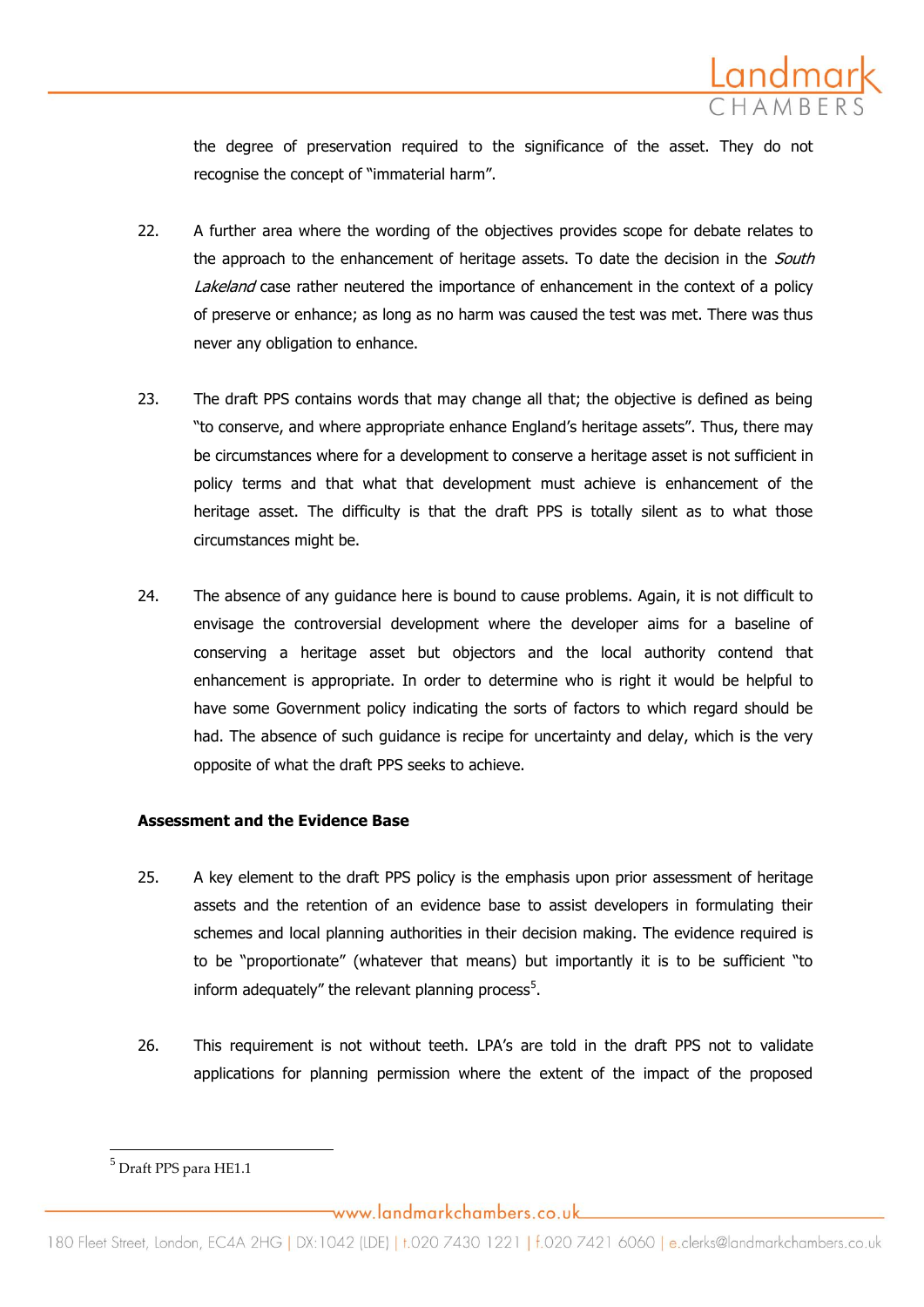the degree of preservation required to the significance of the asset. They do not recognise the concept of "immaterial harm".

22. A further area where the wording of the objectives provides scope for debate relates to the approach to the enhancement of heritage assets. To date the decision in the *South Lakeland* case rather neutered the importance of enhancement in the context of a policy of preserve or enhance; as long as no harm was caused the test was met. There was thus never any obligation to enhance.

23. The draft PPS contains words that may change all that; the objective is defined as being "to conserve, and where appropriate enhance England's heritage assets". Thus, there may be circumstances where for a development to conserve a heritage asset is not sufficient in policy terms and that what that development must achieve is enhancement of the heritage asset. The difficulty is that the draft PPS is totally silent as to what those circumstances might be.

24. The absence of any guidance here is bound to cause problems. Again, it is not difficult to envisage the controversial development where the developer aims for a baseline of conserving a heritage asset but objectors and the local authority contend that enhancement is appropriate. In order to determine who is right it would be helpful to have some Government policy indicating the sorts of factors to which regard should be had. The absence of such guidance is recipe for uncertainty and delay, which is the very opposite of what the draft PPS seeks to achieve.

**Assessment and the Evidence Base**

25. A key element to the draft PPS policy is the emphasis upon prior assessment of heritage assets and the retention of an evidence base to assist developers in formulating their schemes and local planning authorities in their decision making. The evidence required is to be "proportionate" (whatever that means) but importantly it is to be sufficient "to inform adequately" the relevant planning process[5].

26. This requirement is not without teeth. LPA's are told in the draft PPS not to validate applications for planning permission where the extent of the impact of the proposed

[5] Draft PPS para HE1.1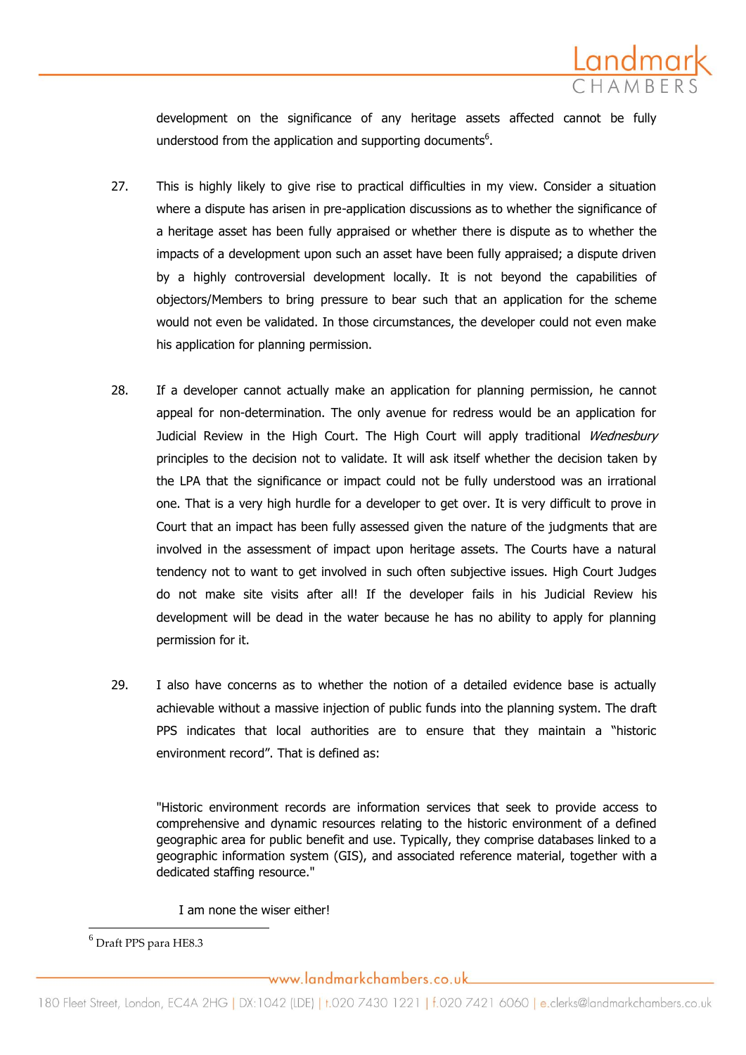development on the significance of any heritage assets affected cannot be fully understood from the application and supporting documents[6].

27. This is highly likely to give rise to practical difficulties in my view. Consider a situation where a dispute has arisen in pre-application discussions as to whether the significance of a heritage asset has been fully appraised or whether there is dispute as to whether the impacts of a development upon such an asset have been fully appraised; a dispute driven by a highly controversial development locally. It is not beyond the capabilities of objectors/Members to bring pressure to bear such that an application for the scheme would not even be validated. In those circumstances, the developer could not even make his application for planning permission.

28. If a developer cannot actually make an application for planning permission, he cannot appeal for non-determination. The only avenue for redress would be an application for Judicial Review in the High Court. The High Court will apply traditional *Wednesbury* principles to the decision not to validate. It will ask itself whether the decision taken by the LPA that the significance or impact could not be fully understood was an irrational one. That is a very high hurdle for a developer to get over. It is very difficult to prove in Court that an impact has been fully assessed given the nature of the judgments that are involved in the assessment of impact upon heritage assets. The Courts have a natural tendency not to want to get involved in such often subjective issues. High Court Judges do not make site visits after all! If the developer fails in his Judicial Review his development will be dead in the water because he has no ability to apply for planning permission for it.

29. I also have concerns as to whether the notion of a detailed evidence base is actually achievable without a massive injection of public funds into the planning system. The draft PPS indicates that local authorities are to ensure that they maintain a "historic environment record". That is defined as:

> "Historic environment records are information services that seek to provide access to comprehensive and dynamic resources relating to the historic environment of a defined geographic area for public benefit and use. Typically, they comprise databases linked to a geographic information system (GIS), and associated reference material, together with a dedicated staffing resource."

I am none the wiser either!

---

[6] Draft PPS para HE8.3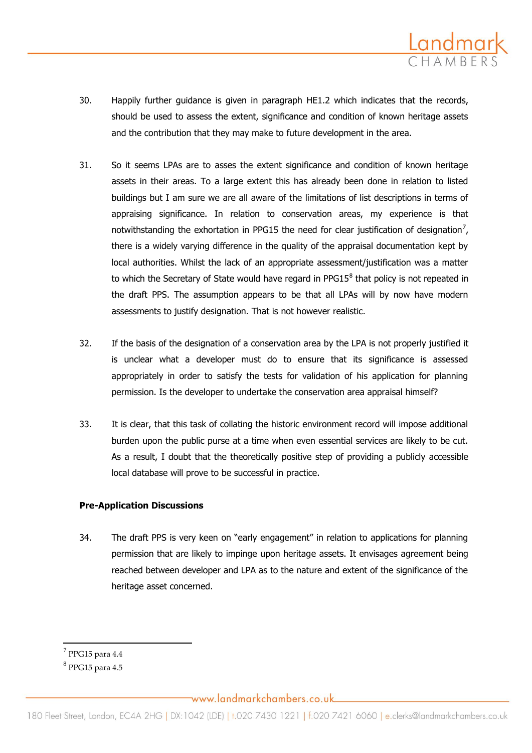30. Happily further guidance is given in paragraph HE1.2 which indicates that the records, should be used to assess the extent, significance and condition of known heritage assets and the contribution that they may make to future development in the area.

31. So it seems LPAs are to asses the extent significance and condition of known heritage assets in their areas. To a large extent this has already been done in relation to listed buildings but I am sure we are all aware of the limitations of list descriptions in terms of appraising significance. In relation to conservation areas, my experience is that notwithstanding the exhortation in PPG15 the need for clear justification of designation[7], there is a widely varying difference in the quality of the appraisal documentation kept by local authorities. Whilst the lack of an appropriate assessment/justification was a matter to which the Secretary of State would have regard in PPG15[8] that policy is not repeated in the draft PPS. The assumption appears to be that all LPAs will by now have modern assessments to justify designation. That is not however realistic.

32. If the basis of the designation of a conservation area by the LPA is not properly justified it is unclear what a developer must do to ensure that its significance is assessed appropriately in order to satisfy the tests for validation of his application for planning permission. Is the developer to undertake the conservation area appraisal himself?

33. It is clear, that this task of collating the historic environment record will impose additional burden upon the public purse at a time when even essential services are likely to be cut. As a result, I doubt that the theoretically positive step of providing a publicly accessible local database will prove to be successful in practice.

**Pre-Application Discussions**

34. The draft PPS is very keen on "early engagement" in relation to applications for planning permission that are likely to impinge upon heritage assets. It envisages agreement being reached between developer and LPA as to the nature and extent of the significance of the heritage asset concerned.

---

[7] PPG15 para 4.4

[8] PPG15 para 4.5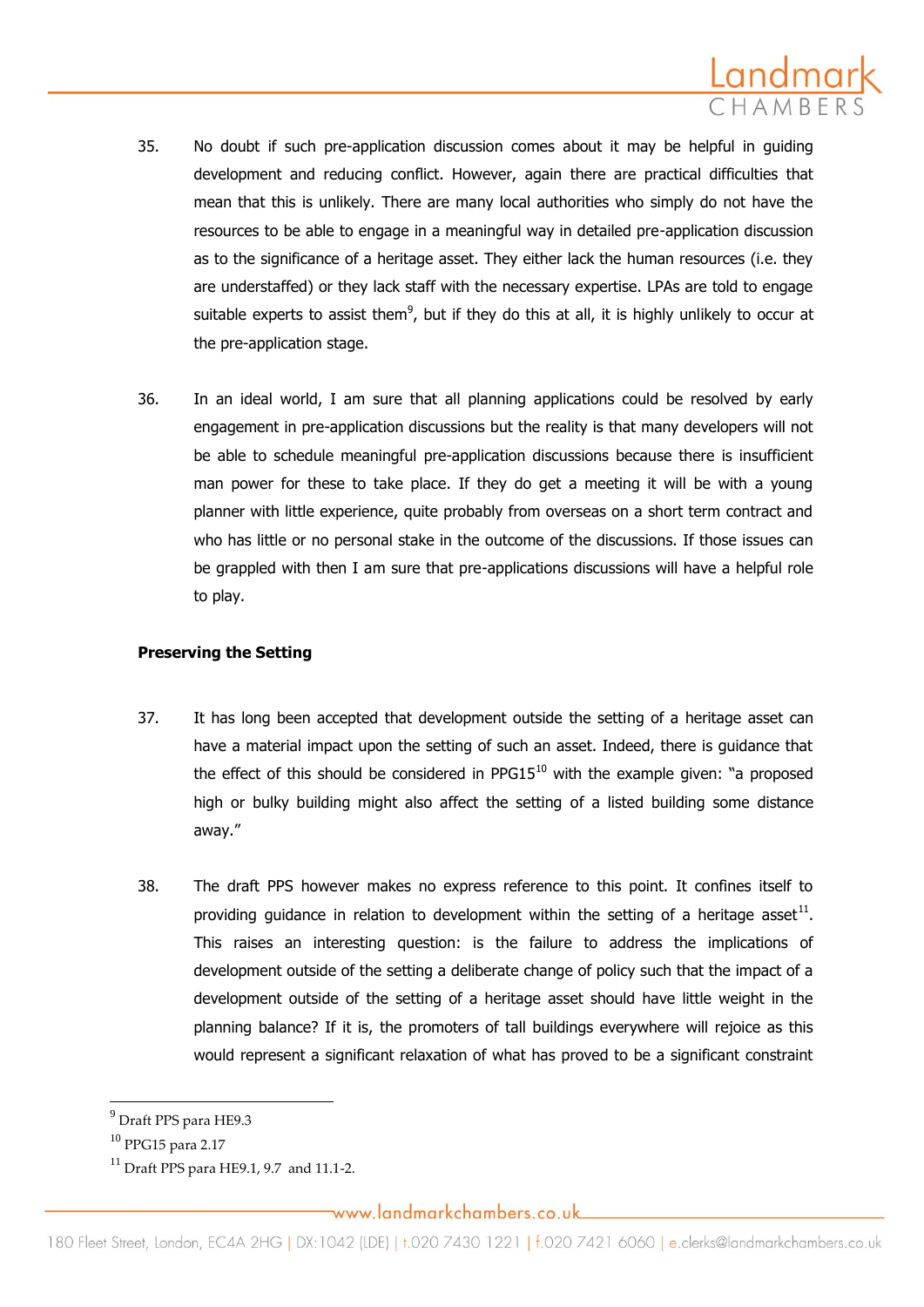35. No doubt if such pre-application discussion comes about it may be helpful in guiding development and reducing conflict. However, again there are practical difficulties that mean that this is unlikely. There are many local authorities who simply do not have the resources to be able to engage in a meaningful way in detailed pre-application discussion as to the significance of a heritage asset. They either lack the human resources (i.e. they are understaffed) or they lack staff with the necessary expertise. LPAs are told to engage suitable experts to assist them[9], but if they do this at all, it is highly unlikely to occur at the pre-application stage.

36. In an ideal world, I am sure that all planning applications could be resolved by early engagement in pre-application discussions but the reality is that many developers will not be able to schedule meaningful pre-application discussions because there is insufficient man power for these to take place. If they do get a meeting it will be with a young planner with little experience, quite probably from overseas on a short term contract and who has little or no personal stake in the outcome of the discussions. If those issues can be grappled with then I am sure that pre-applications discussions will have a helpful role to play.

**Preserving the Setting**

37. It has long been accepted that development outside the setting of a heritage asset can have a material impact upon the setting of such an asset. Indeed, there is guidance that the effect of this should be considered in PPG15[10] with the example given: "a proposed high or bulky building might also affect the setting of a listed building some distance away."

38. The draft PPS however makes no express reference to this point. It confines itself to providing guidance in relation to development within the setting of a heritage asset[11]. This raises an interesting question: is the failure to address the implications of development outside of the setting a deliberate change of policy such that the impact of a development outside of the setting of a heritage asset should have little weight in the planning balance? If it is, the promoters of tall buildings everywhere will rejoice as this would represent a significant relaxation of what has proved to be a significant constraint

---

[9] Draft PPS para HE9.3

[10] PPG15 para 2.17

[11] Draft PPS para HE9.1, 9.7 and 11.1-2.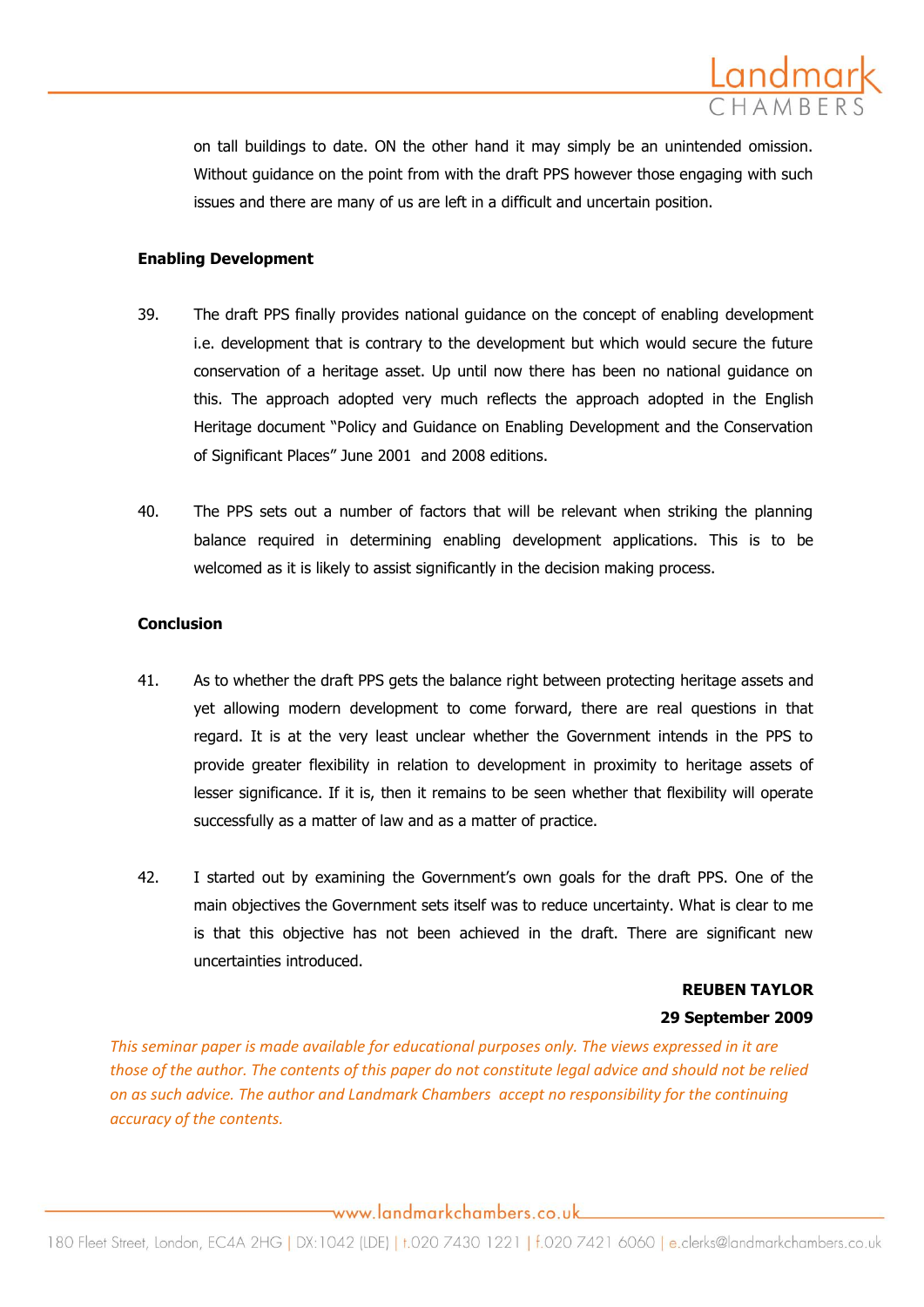on tall buildings to date. ON the other hand it may simply be an unintended omission. Without guidance on the point from with the draft PPS however those engaging with such issues and there are many of us are left in a difficult and uncertain position.

**Enabling Development**

39. The draft PPS finally provides national guidance on the concept of enabling development i.e. development that is contrary to the development but which would secure the future conservation of a heritage asset. Up until now there has been no national guidance on this. The approach adopted very much reflects the approach adopted in the English Heritage document "Policy and Guidance on Enabling Development and the Conservation of Significant Places" June 2001 and 2008 editions.

40. The PPS sets out a number of factors that will be relevant when striking the planning balance required in determining enabling development applications. This is to be welcomed as it is likely to assist significantly in the decision making process.

**Conclusion**

41. As to whether the draft PPS gets the balance right between protecting heritage assets and yet allowing modern development to come forward, there are real questions in that regard. It is at the very least unclear whether the Government intends in the PPS to provide greater flexibility in relation to development in proximity to heritage assets of lesser significance. If it is, then it remains to be seen whether that flexibility will operate successfully as a matter of law and as a matter of practice.

42. I started out by examining the Government's own goals for the draft PPS. One of the main objectives the Government sets itself was to reduce uncertainty. What is clear to me is that this objective has not been achieved in the draft. There are significant new uncertainties introduced.

**REUBEN TAYLOR**

**29 September 2009**

*This seminar paper is made available for educational purposes only. The views expressed in it are those of the author. The contents of this paper do not constitute legal advice and should not be relied on as such advice. The author and Landmark Chambers accept no responsibility for the continuing accuracy of the contents.*